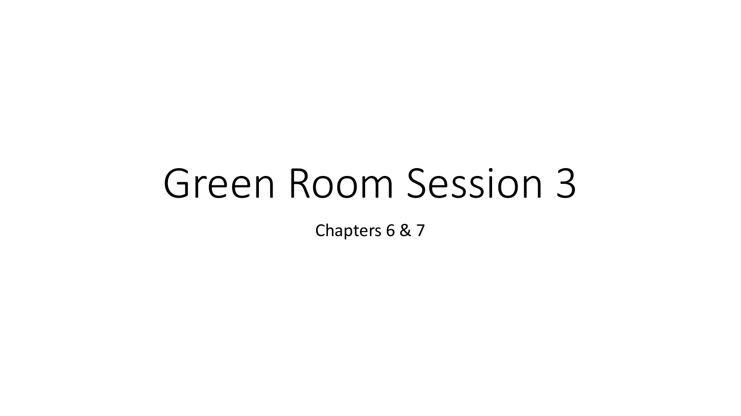# Green Room Session 3

Chapters 6 & 7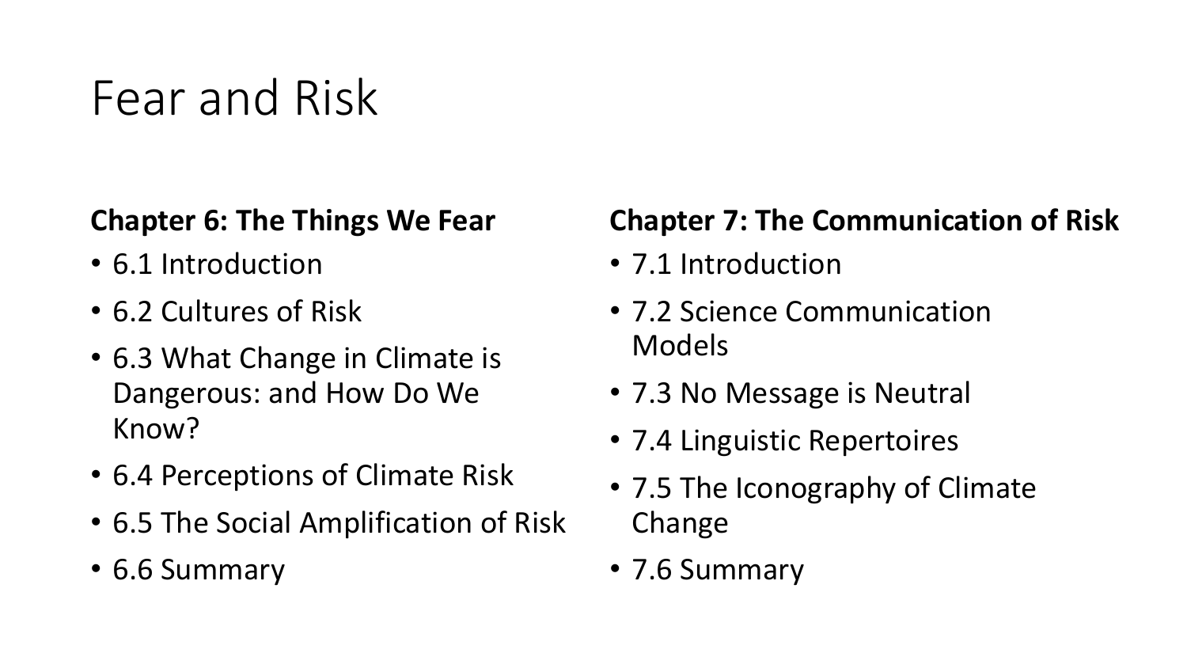# Fear and Risk

**Chapter 6: The Things We Fear**

- 6.1 Introduction
- 6.2 Cultures of Risk
- 6.3 What Change in Climate is Dangerous: and How Do We Know?
- 6.4 Perceptions of Climate Risk
- 6.5 The Social Amplification of Risk
- 6.6 Summary

**Chapter 7: The Communication of Risk**

- 7.1 Introduction
- 7.2 Science Communication Models
- 7.3 No Message is Neutral
- 7.4 Linguistic Repertoires
- 7.5 The Iconography of Climate Change
- 7.6 Summary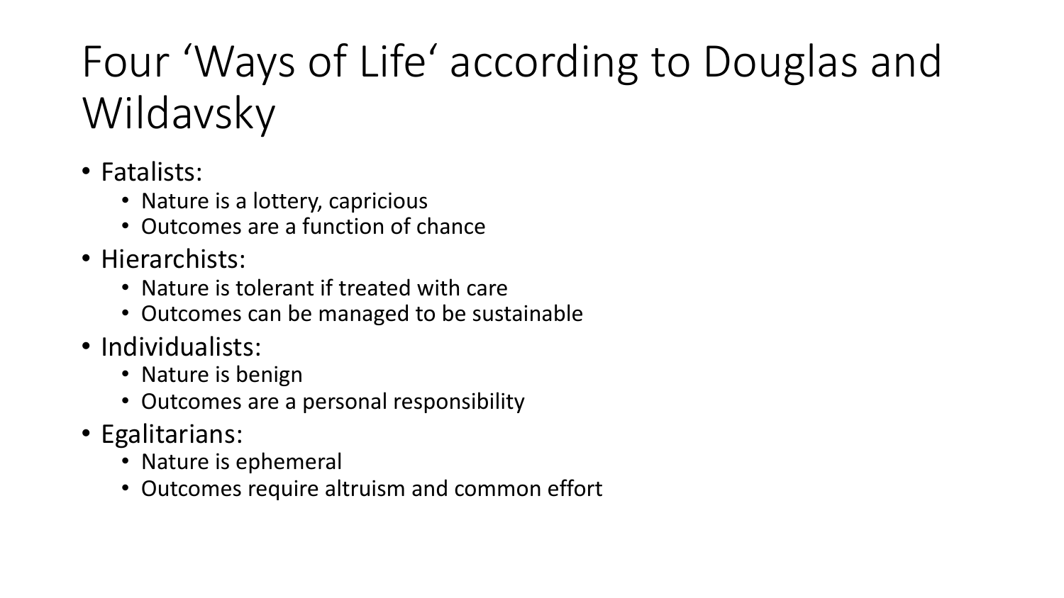# Four 'Ways of Life' according to Douglas and Wildavsky

- Fatalists:
  - Nature is a lottery, capricious
  - Outcomes are a function of chance
- Hierarchists:
  - Nature is tolerant if treated with care
  - Outcomes can be managed to be sustainable
- Individualists:
  - Nature is benign
  - Outcomes are a personal responsibility
- Egalitarians:
  - Nature is ephemeral
  - Outcomes require altruism and common effort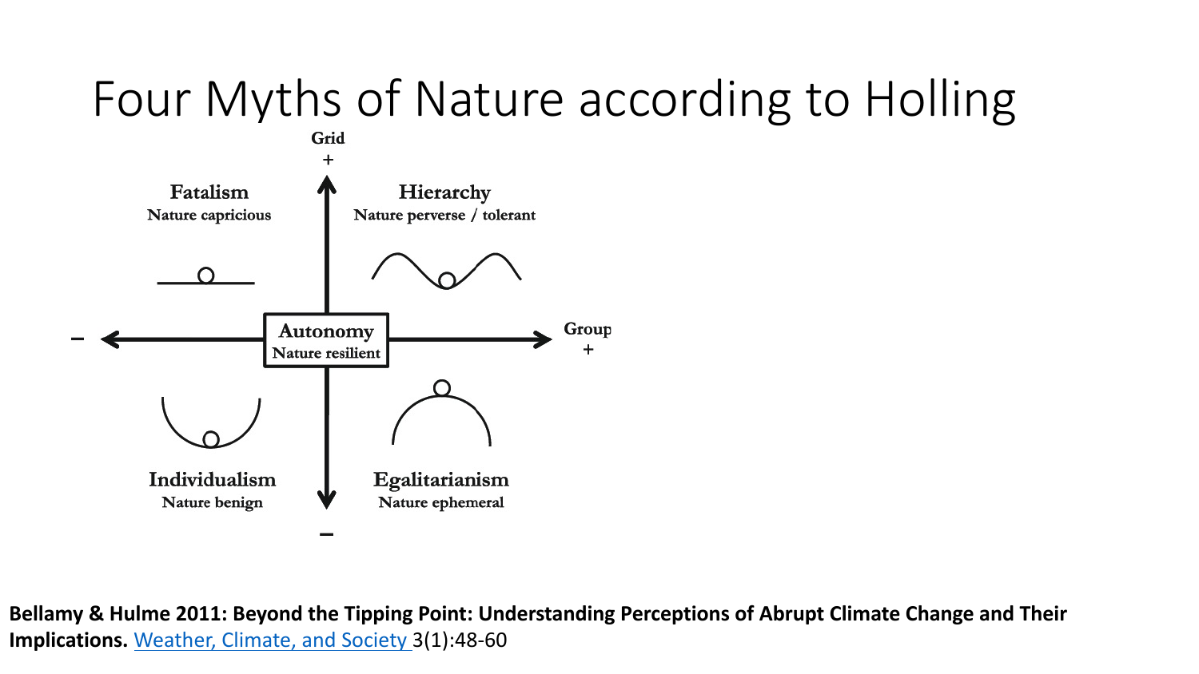# Four Myths of Nature according to Holling

Grid +

**Fatalism**
Nature capricious

**Hierarchy**
Nature perverse / tolerant

**Autonomy**
Nature resilient

Group +

−

**Individualism**
Nature benign

**Egalitarianism**
Nature ephemeral

−

**Bellamy & Hulme 2011: Beyond the Tipping Point: Understanding Perceptions of Abrupt Climate Change and Their Implications.** Weather, Climate, and Society 3(1):48-60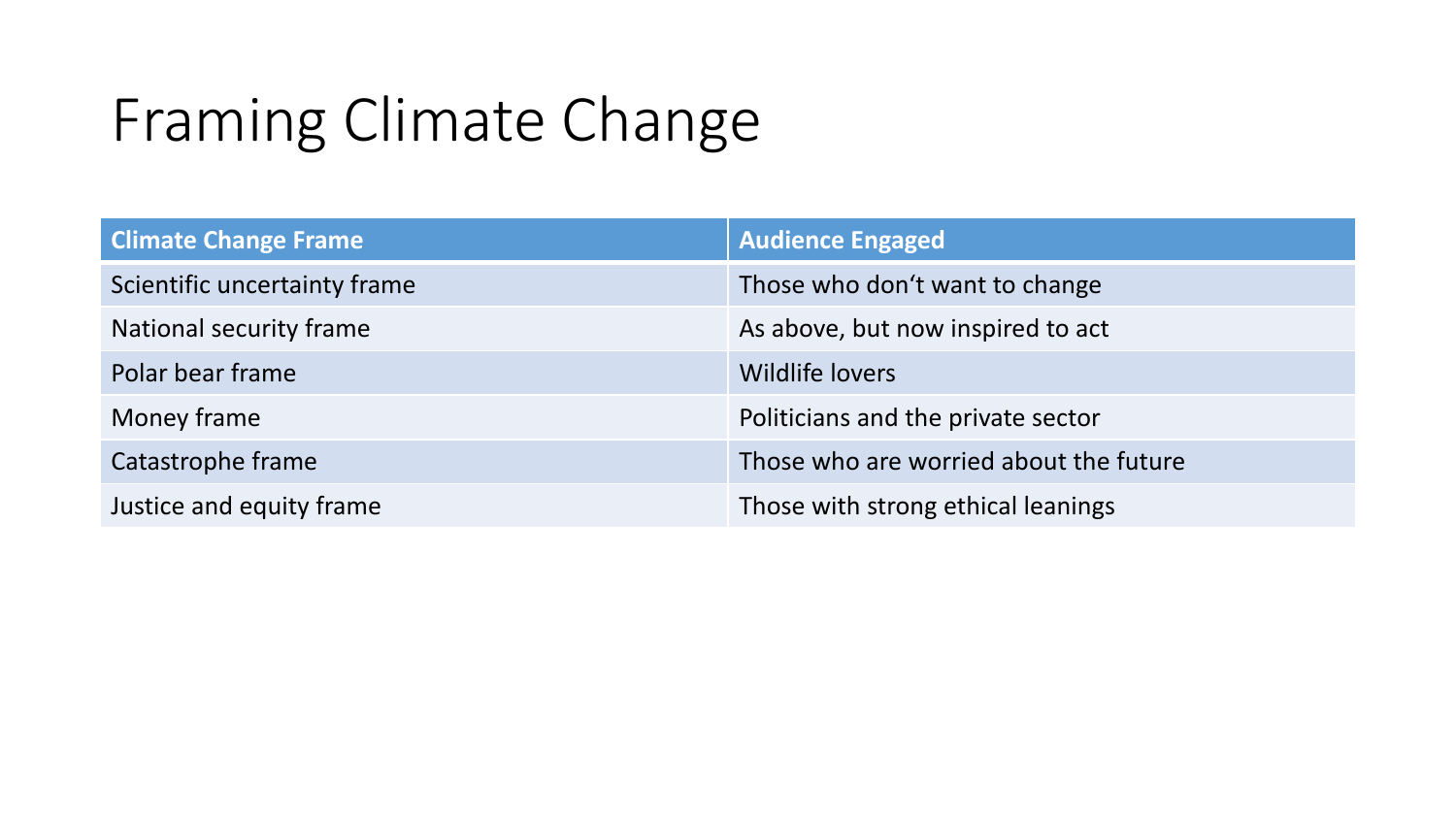# Framing Climate Change

| Climate Change Frame | Audience Engaged |
| --- | --- |
| Scientific uncertainty frame | Those who don‘t want to change |
| National security frame | As above, but now inspired to act |
| Polar bear frame | Wildlife lovers |
| Money frame | Politicians and the private sector |
| Catastrophe frame | Those who are worried about the future |
| Justice and equity frame | Those with strong ethical leanings |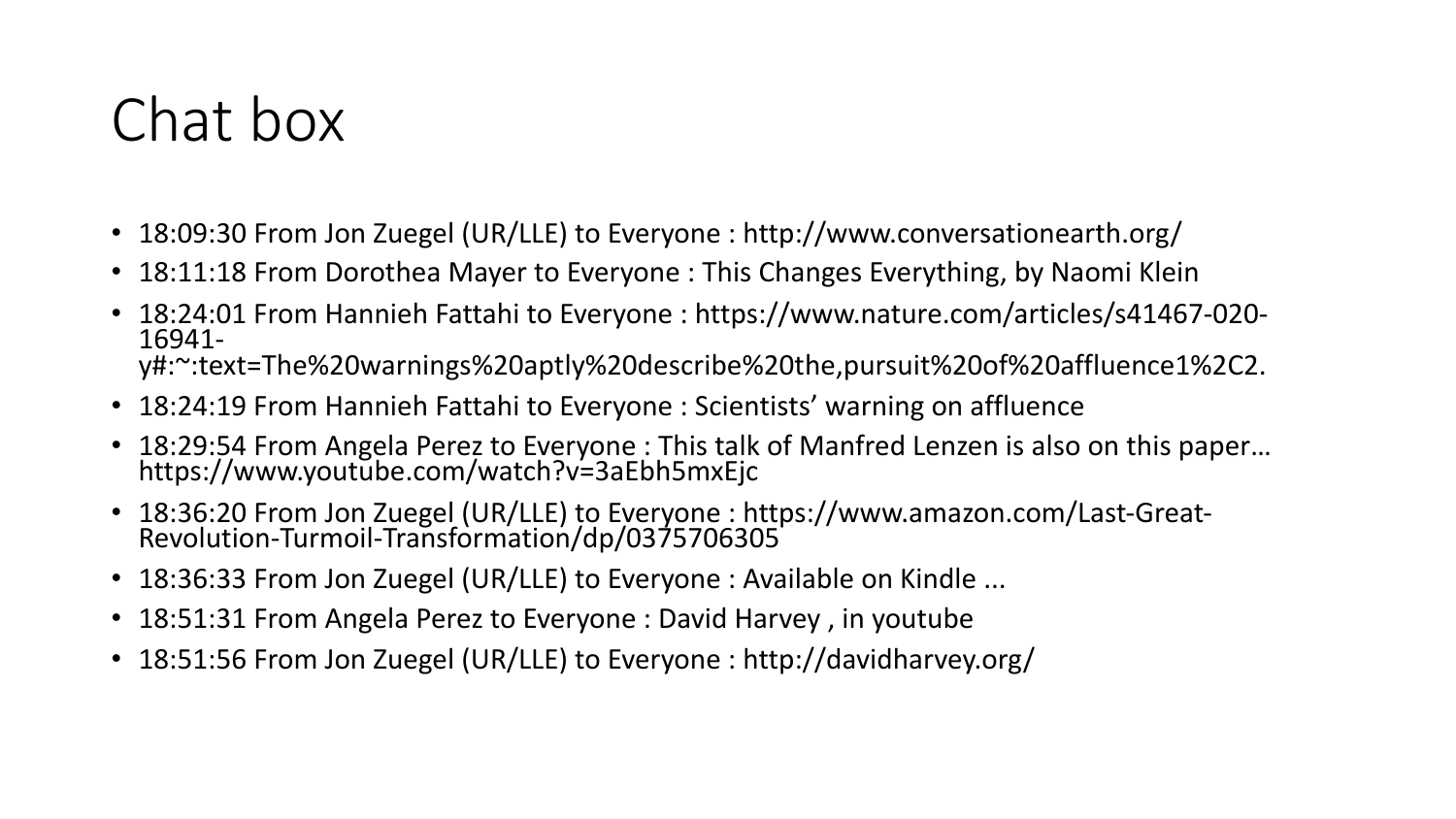# Chat box

- 18:09:30 From Jon Zuegel (UR/LLE) to Everyone : http://www.conversationearth.org/
- 18:11:18 From Dorothea Mayer to Everyone : This Changes Everything, by Naomi Klein
- 18:24:01 From Hannieh Fattahi to Everyone : https://www.nature.com/articles/s41467-020-16941-y#:~:text=The%20warnings%20aptly%20describe%20the,pursuit%20of%20affluence1%2C2.
- 18:24:19 From Hannieh Fattahi to Everyone : Scientists' warning on affluence
- 18:29:54 From Angela Perez to Everyone : This talk of Manfred Lenzen is also on this paper… https://www.youtube.com/watch?v=3aEbh5mxEjc
- 18:36:20 From Jon Zuegel (UR/LLE) to Everyone : https://www.amazon.com/Last-Great-Revolution-Turmoil-Transformation/dp/0375706305
- 18:36:33 From Jon Zuegel (UR/LLE) to Everyone : Available on Kindle ...
- 18:51:31 From Angela Perez to Everyone : David Harvey , in youtube
- 18:51:56 From Jon Zuegel (UR/LLE) to Everyone : http://davidharvey.org/